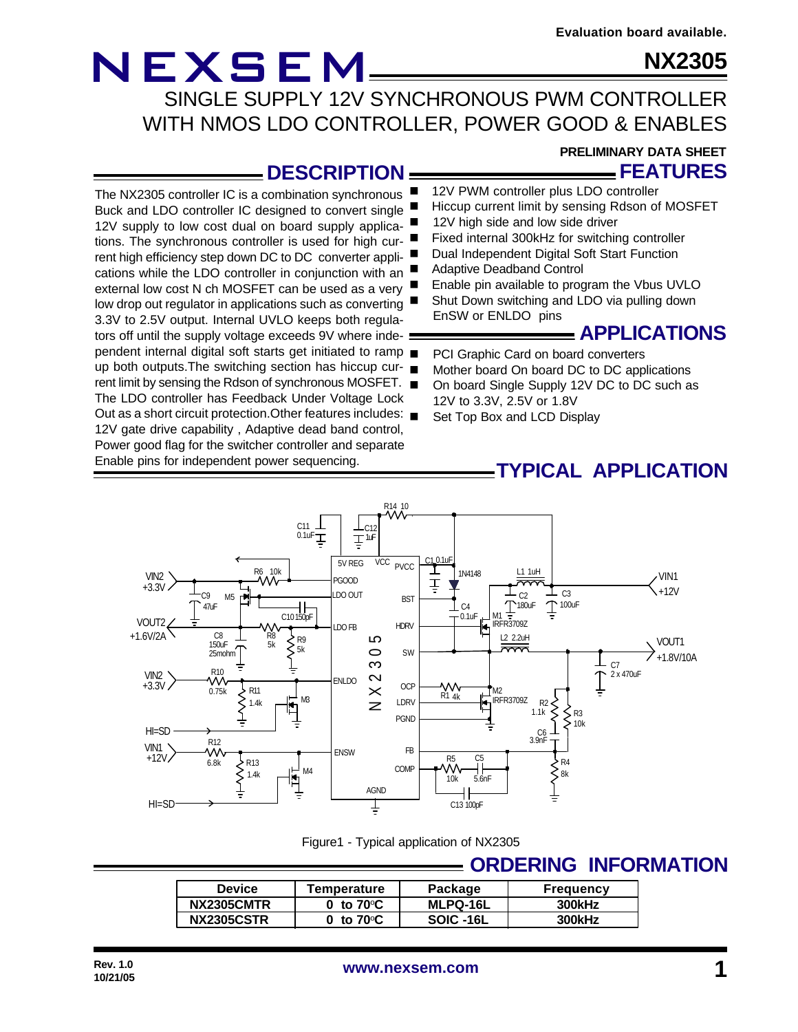Evaluation board available.

# NEXSEM NX2305

## SINGLE SUPPLY 12V SYNCHRONOUS PWM CONTROLLER WITH NMOS LDO CONTROLLER, POWER GOOD & ENABLES

**PRELIMINARY DATA SHEET**

## DESCRIPTION

The NX2305 controller IC is a combination synchronous Buck and LDO controller IC designed to convert single 12V supply to low cost dual on board supply applications. The synchronous controller is used for high current high efficiency step down DC to DC converter applications while the LDO controller in conjunction with an external low cost N ch MOSFET can be used as a very low drop out regulator in applications such as converting 3.3V to 2.5V output. Internal UVLO keeps both regulators off until the supply voltage exceeds 9V where independent internal digital soft starts get initiated to ramp up both outputs.The switching section has hiccup current limit by sensing the Rdson of synchronous MOSFET. The LDO controller has Feedback Under Voltage Lock Out as a short circuit protection.Other features includes: 12V gate drive capability , Adaptive dead band control, Power good flag for the switcher controller and separate Enable pins for independent power sequencing.

## FEATURES

- 12V PWM controller plus LDO controller
- Hiccup current limit by sensing Rdson of MOSFET
- 12V high side and low side driver
- Fixed internal 300kHz for switching controller
- Dual Independent Digital Soft Start Function
- Adaptive Deadband Control
- Enable pin available to program the Vbus UVLO
- Shut Down switching and LDO via pulling down EnSW or ENLDO pins

## APPLICATIONS

- PCI Graphic Card on board converters
- Mother board On board DC to DC applications
- On board Single Supply 12V DC to DC such as 12V to 3.3V, 2.5V or 1.8V
- Set Top Box and LCD Display

## TYPICAL APPLICATION

Figure1 - Typical application of NX2305

## ORDERING INFORMATION

| Device | Temperature | Package | Frequency |
|---|---|---|---|
| NX2305CMTR | 0 to 70°C | MLPQ-16L | 300kHz |
| NX2305CSTR | 0 to 70°C | SOIC -16L | 300kHz |

Rev. 1.0
10/21/05

www.nexsem.com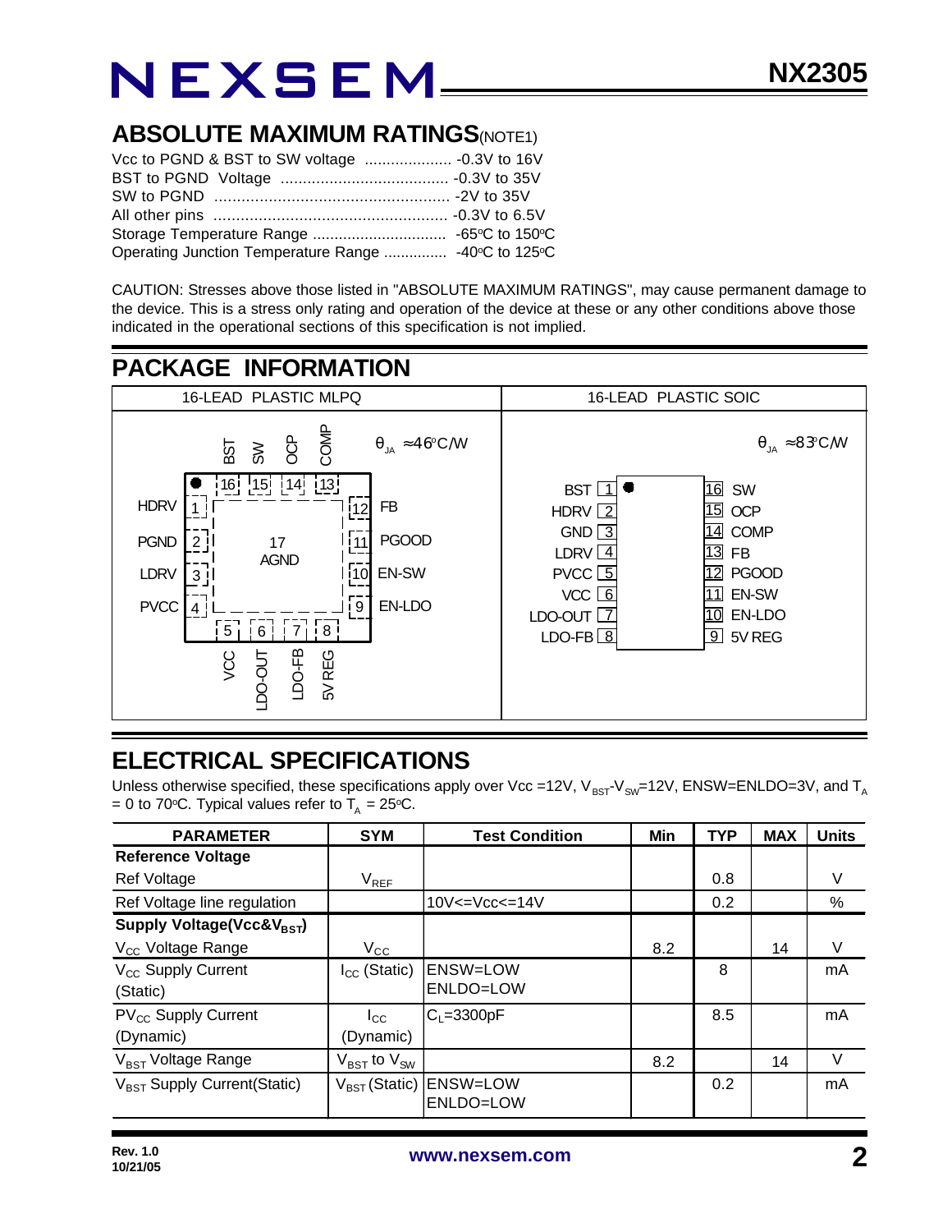## ABSOLUTE MAXIMUM RATINGS(NOTE1)

Vcc to PGND & BST to SW voltage .................... -0.3V to 16V
BST to PGND Voltage ...................................... -0.3V to 35V
SW to PGND .................................................... -2V to 35V
All other pins .................................................... -0.3V to 6.5V
Storage Temperature Range .............................. -65°C to 150°C
Operating Junction Temperature Range ............... -40°C to 125°C

CAUTION: Stresses above those listed in "ABSOLUTE MAXIMUM RATINGS", may cause permanent damage to the device. This is a stress only rating and operation of the device at these or any other conditions above those indicated in the operational sections of this specification is not implied.

## PACKAGE INFORMATION

| 16-LEAD PLASTIC MLPQ | 16-LEAD PLASTIC SOIC |
|---|---|
| $\theta_{JA}$ ≈46°C/W | $\theta_{JA}$ ≈83°C/W |
| 1 HDRV, 2 PGND, 3 LDRV, 4 PVCC, 5 VCC, 6 LDO-OUT, 7 LDO-FB, 8 5V REG, 9 EN-LDO, 10 EN-SW, 11 PGOOD, 12 FB, 13 COMP, 14 OCP, 15 SW, 16 BST, 17 AGND | 1 BST, 2 HDRV, 3 GND, 4 LDRV, 5 PVCC, 6 VCC, 7 LDO-OUT, 8 LDO-FB, 9 5V REG, 10 EN-LDO, 11 EN-SW, 12 PGOOD, 13 FB, 14 COMP, 15 OCP, 16 SW |

## ELECTRICAL SPECIFICATIONS

Unless otherwise specified, these specifications apply over Vcc =12V, $V_{BST}$-$V_{SW}$=12V, ENSW=ENLDO=3V, and $T_A$ = 0 to 70°C. Typical values refer to $T_A$ = 25°C.

| PARAMETER | SYM | Test Condition | Min | TYP | MAX | Units |
|---|---|---|---|---|---|---|
| **Reference Voltage** | | | | | | |
| Ref Voltage | $V_{REF}$ | | | 0.8 | | V |
| Ref Voltage line regulation | | 10V<=Vcc<=14V | | 0.2 | | % |
| **Supply Voltage(Vcc&$V_{BST}$)** | | | | | | |
| $V_{CC}$ Voltage Range | $V_{CC}$ | | 8.2 | | 14 | V |
| $V_{CC}$ Supply Current (Static) | $I_{CC}$ (Static) | ENSW=LOW ENLDO=LOW | | 8 | | mA |
| $PV_{CC}$ Supply Current (Dynamic) | $I_{CC}$ (Dynamic) | $C_L$=3300pF | | 8.5 | | mA |
| $V_{BST}$ Voltage Range | $V_{BST}$ to $V_{SW}$ | | 8.2 | | 14 | V |
| $V_{BST}$ Supply Current(Static) | $V_{BST}$ (Static) | ENSW=LOW ENLDO=LOW | | 0.2 | | mA |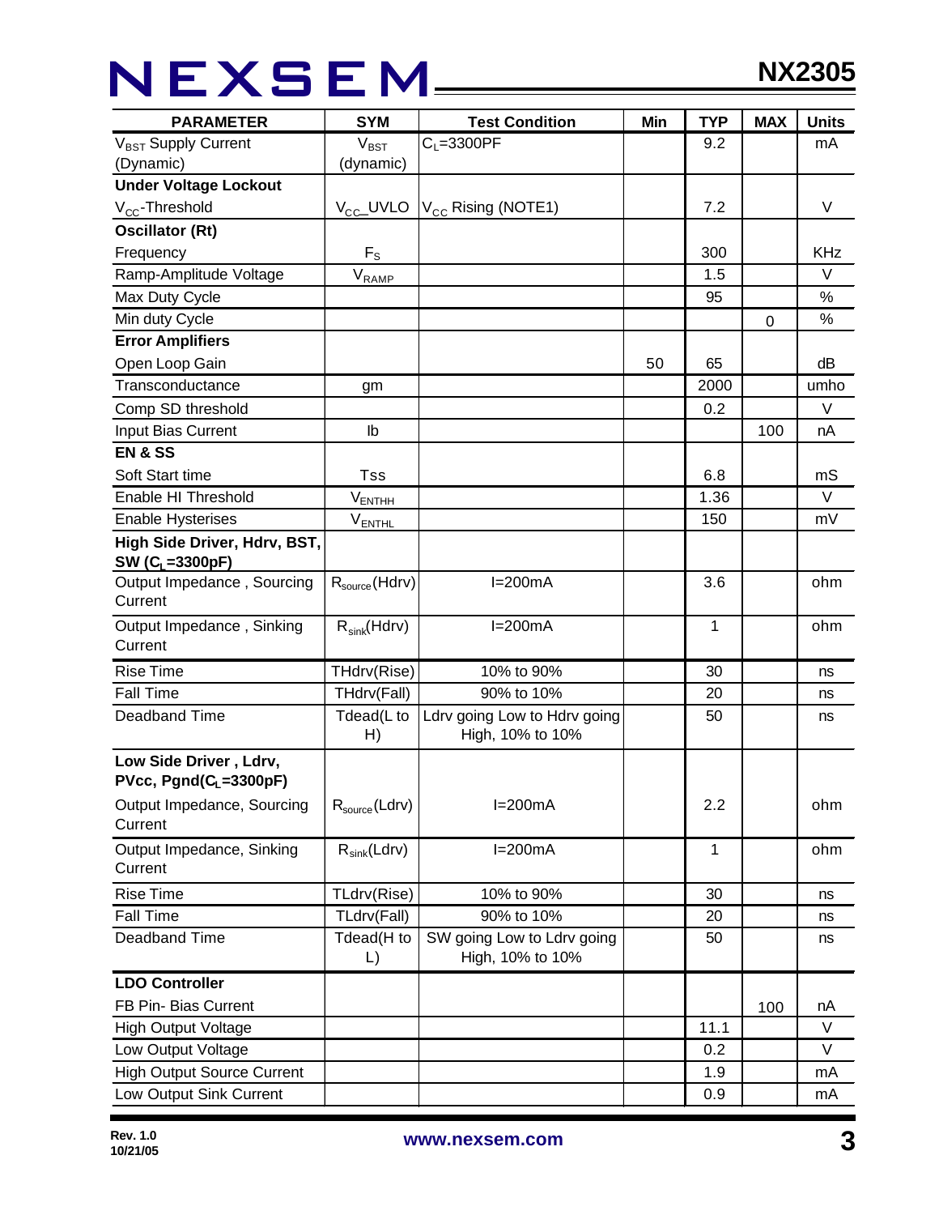| PARAMETER | SYM | Test Condition | Min | TYP | MAX | Units |
|---|---|---|---|---|---|---|
| $V_{BST}$ Supply Current (Dynamic) | $V_{BST}$ (dynamic) | $C_L$=3300PF | | 9.2 | | mA |
| **Under Voltage Lockout** | | | | | | |
| $V_{CC}$-Threshold | $V_{CC}$_UVLO | $V_{CC}$ Rising (NOTE1) | | 7.2 | | V |
| **Oscillator (Rt)** | | | | | | |
| Frequency | $F_S$ | | | 300 | | KHz |
| Ramp-Amplitude Voltage | $V_{RAMP}$ | | | 1.5 | | V |
| Max Duty Cycle | | | | 95 | | % |
| Min duty Cycle | | | | | 0 | % |
| **Error Amplifiers** | | | | | | |
| Open Loop Gain | | | 50 | 65 | | dB |
| Transconductance | gm | | | 2000 | | umho |
| Comp SD threshold | | | | 0.2 | | V |
| Input Bias Current | Ib | | | | 100 | nA |
| **EN & SS** | | | | | | |
| Soft Start time | Tss | | | 6.8 | | mS |
| Enable HI Threshold | $V_{ENTHH}$ | | | 1.36 | | V |
| Enable Hysterises | $V_{ENTHL}$ | | | 150 | | mV |
| **High Side Driver, Hdrv, BST, SW ($C_L$=3300pF)** | | | | | | |
| Output Impedance , Sourcing Current | $R_{source}$(Hdrv) | I=200mA | | 3.6 | | ohm |
| Output Impedance , Sinking Current | $R_{sink}$(Hdrv) | I=200mA | | 1 | | ohm |
| Rise Time | THdrv(Rise) | 10% to 90% | | 30 | | ns |
| Fall Time | THdrv(Fall) | 90% to 10% | | 20 | | ns |
| Deadband Time | Tdead(L to H) | Ldrv going Low to Hdrv going High, 10% to 10% | | 50 | | ns |
| **Low Side Driver , Ldrv, PVcc, Pgnd($C_L$=3300pF)** | | | | | | |
| Output Impedance, Sourcing Current | $R_{source}$(Ldrv) | I=200mA | | 2.2 | | ohm |
| Output Impedance, Sinking Current | $R_{sink}$(Ldrv) | I=200mA | | 1 | | ohm |
| Rise Time | TLdrv(Rise) | 10% to 90% | | 30 | | ns |
| Fall Time | TLdrv(Fall) | 90% to 10% | | 20 | | ns |
| Deadband Time | Tdead(H to L) | SW going Low to Ldrv going High, 10% to 10% | | 50 | | ns |
| **LDO Controller** | | | | | | |
| FB Pin- Bias Current | | | | | 100 | nA |
| High Output Voltage | | | | 11.1 | | V |
| Low Output Voltage | | | | 0.2 | | V |
| High Output Source Current | | | | 1.9 | | mA |
| Low Output Sink Current | | | | 0.9 | | mA |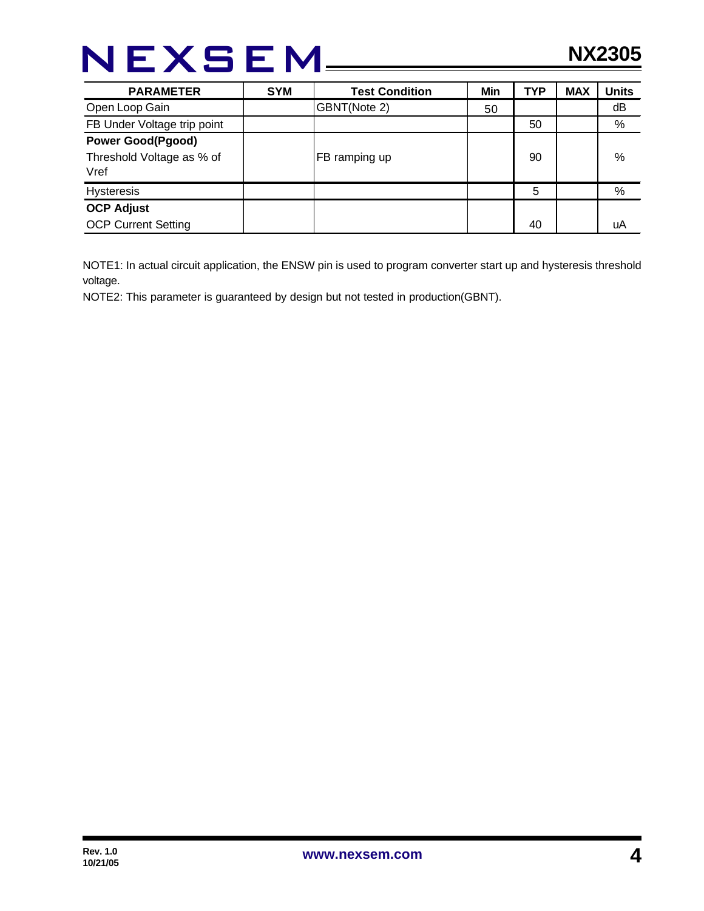| PARAMETER | SYM | Test Condition | Min | TYP | MAX | Units |
|---|---|---|---|---|---|---|
| Open Loop Gain | | GBNT(Note 2) | 50 | | | dB |
| FB Under Voltage trip point | | | | 50 | | % |
| **Power Good(Pgood)** | | | | | | |
| Threshold Voltage as % of Vref | | FB ramping up | | 90 | | % |
| Hysteresis | | | | 5 | | % |
| **OCP Adjust** | | | | | | |
| OCP Current Setting | | | | 40 | | uA |

NOTE1: In actual circuit application, the ENSW pin is used to program converter start up and hysteresis threshold voltage.

NOTE2: This parameter is guaranteed by design but not tested in production(GBNT).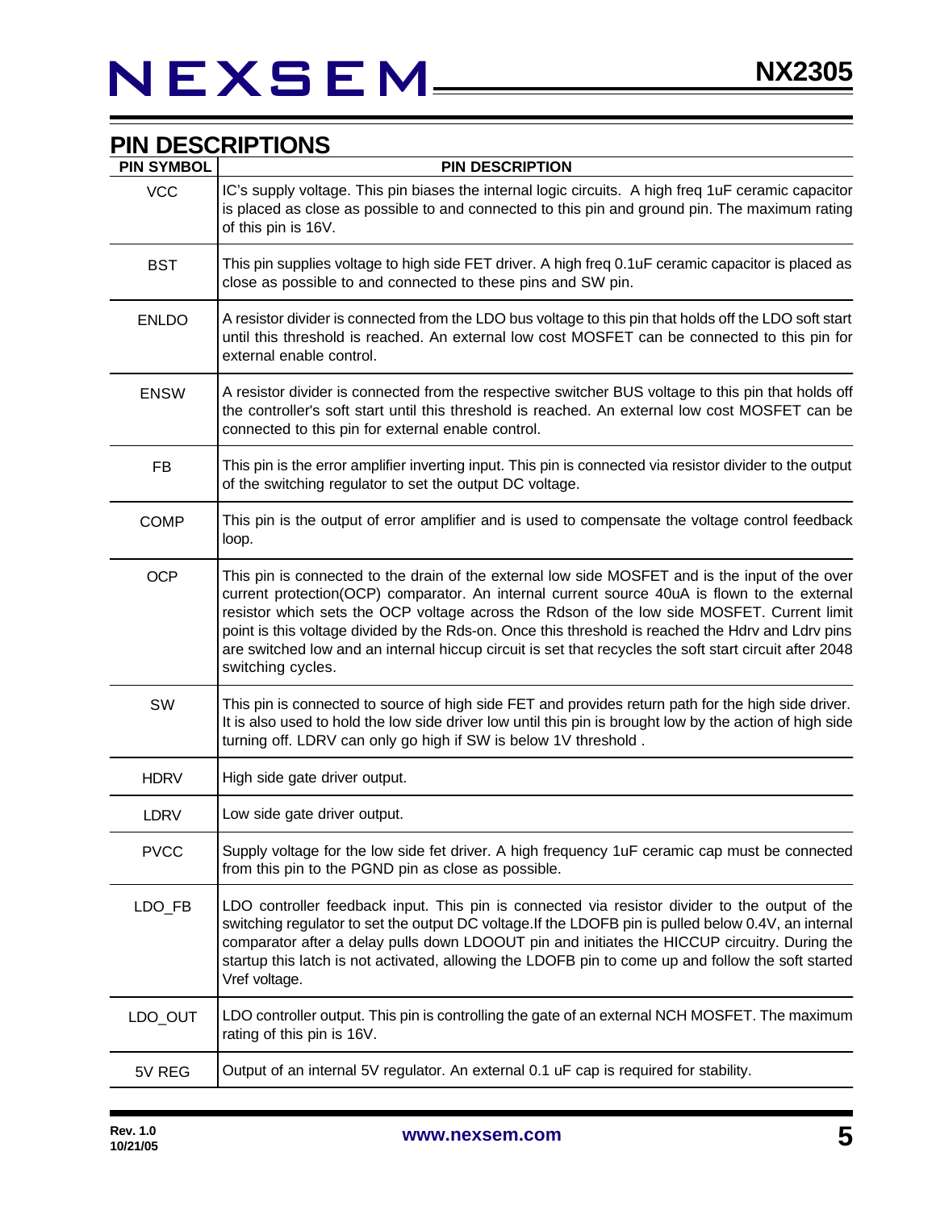## PIN DESCRIPTIONS

| PIN SYMBOL | PIN DESCRIPTION |
|---|---|
| VCC | IC's supply voltage. This pin biases the internal logic circuits. A high freq 1uF ceramic capacitor is placed as close as possible to and connected to this pin and ground pin. The maximum rating of this pin is 16V. |
| BST | This pin supplies voltage to high side FET driver. A high freq 0.1uF ceramic capacitor is placed as close as possible to and connected to these pins and SW pin. |
| ENLDO | A resistor divider is connected from the LDO bus voltage to this pin that holds off the LDO soft start until this threshold is reached. An external low cost MOSFET can be connected to this pin for external enable control. |
| ENSW | A resistor divider is connected from the respective switcher BUS voltage to this pin that holds off the controller's soft start until this threshold is reached. An external low cost MOSFET can be connected to this pin for external enable control. |
| FB | This pin is the error amplifier inverting input. This pin is connected via resistor divider to the output of the switching regulator to set the output DC voltage. |
| COMP | This pin is the output of error amplifier and is used to compensate the voltage control feedback loop. |
| OCP | This pin is connected to the drain of the external low side MOSFET and is the input of the over current protection(OCP) comparator. An internal current source 40uA is flown to the external resistor which sets the OCP voltage across the Rdson of the low side MOSFET. Current limit point is this voltage divided by the Rds-on. Once this threshold is reached the Hdrv and Ldrv pins are switched low and an internal hiccup circuit is set that recycles the soft start circuit after 2048 switching cycles. |
| SW | This pin is connected to source of high side FET and provides return path for the high side driver. It is also used to hold the low side driver low until this pin is brought low by the action of high side turning off. LDRV can only go high if SW is below 1V threshold . |
| HDRV | High side gate driver output. |
| LDRV | Low side gate driver output. |
| PVCC | Supply voltage for the low side fet driver. A high frequency 1uF ceramic cap must be connected from this pin to the PGND pin as close as possible. |
| LDO_FB | LDO controller feedback input. This pin is connected via resistor divider to the output of the switching regulator to set the output DC voltage.If the LDOFB pin is pulled below 0.4V, an internal comparator after a delay pulls down LDOOUT pin and initiates the HICCUP circuitry. During the startup this latch is not activated, allowing the LDOFB pin to come up and follow the soft started Vref voltage. |
| LDO_OUT | LDO controller output. This pin is controlling the gate of an external NCH MOSFET. The maximum rating of this pin is 16V. |
| 5V REG | Output of an internal 5V regulator. An external 0.1 uF cap is required for stability. |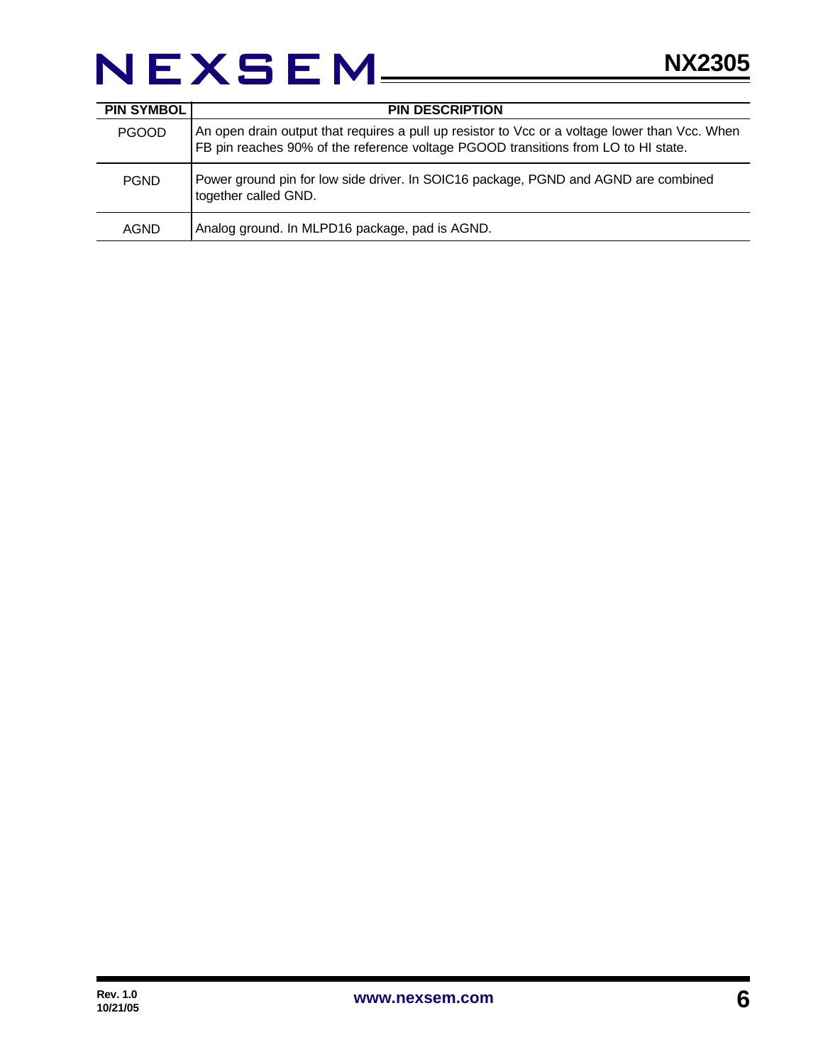| PIN SYMBOL | PIN DESCRIPTION |
| --- | --- |
| PGOOD | An open drain output that requires a pull up resistor to Vcc or a voltage lower than Vcc. When FB pin reaches 90% of the reference voltage PGOOD transitions from LO to HI state. |
| PGND | Power ground pin for low side driver. In SOIC16 package, PGND and AGND are combined together called GND. |
| AGND | Analog ground. In MLPD16 package, pad is AGND. |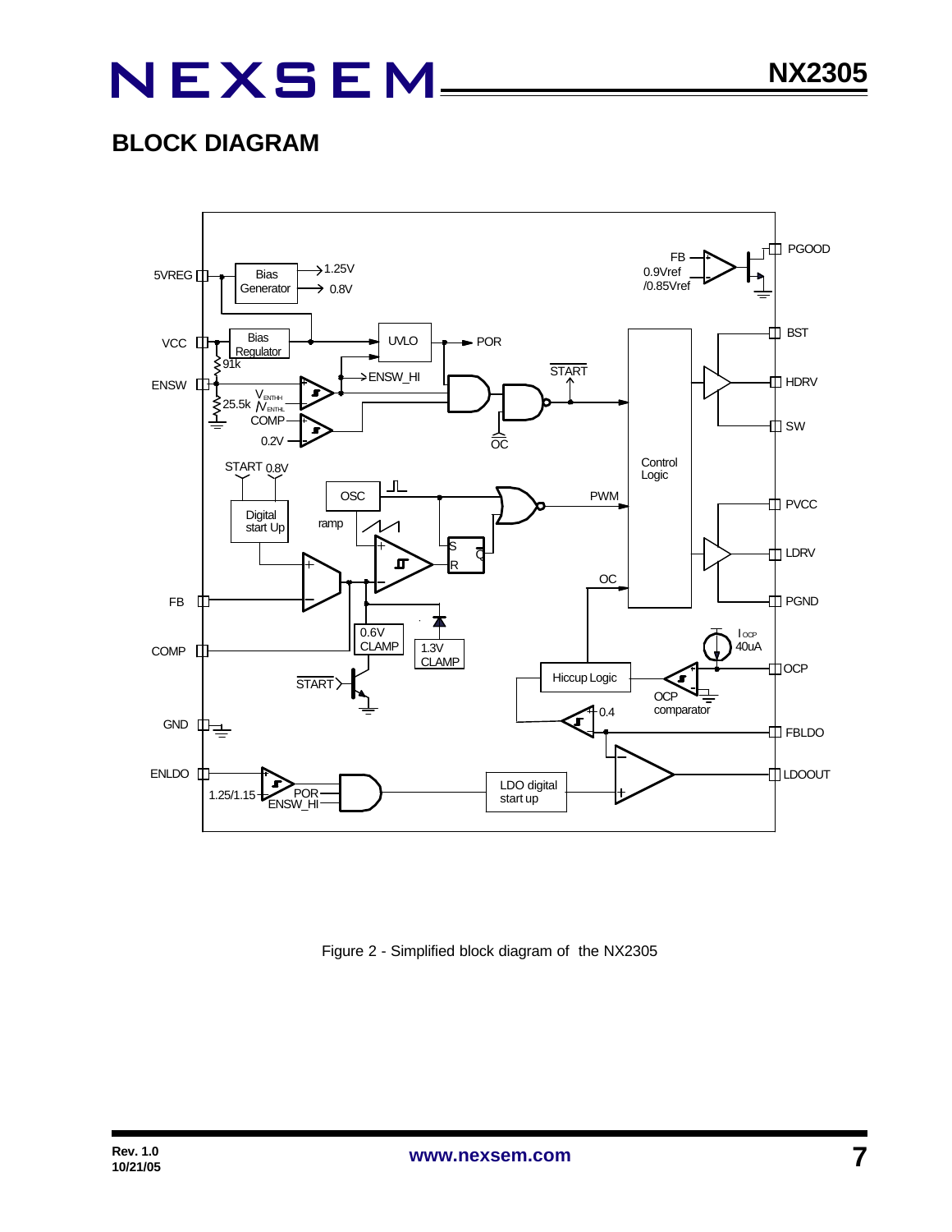## BLOCK DIAGRAM

Figure 2 - Simplified block diagram of the NX2305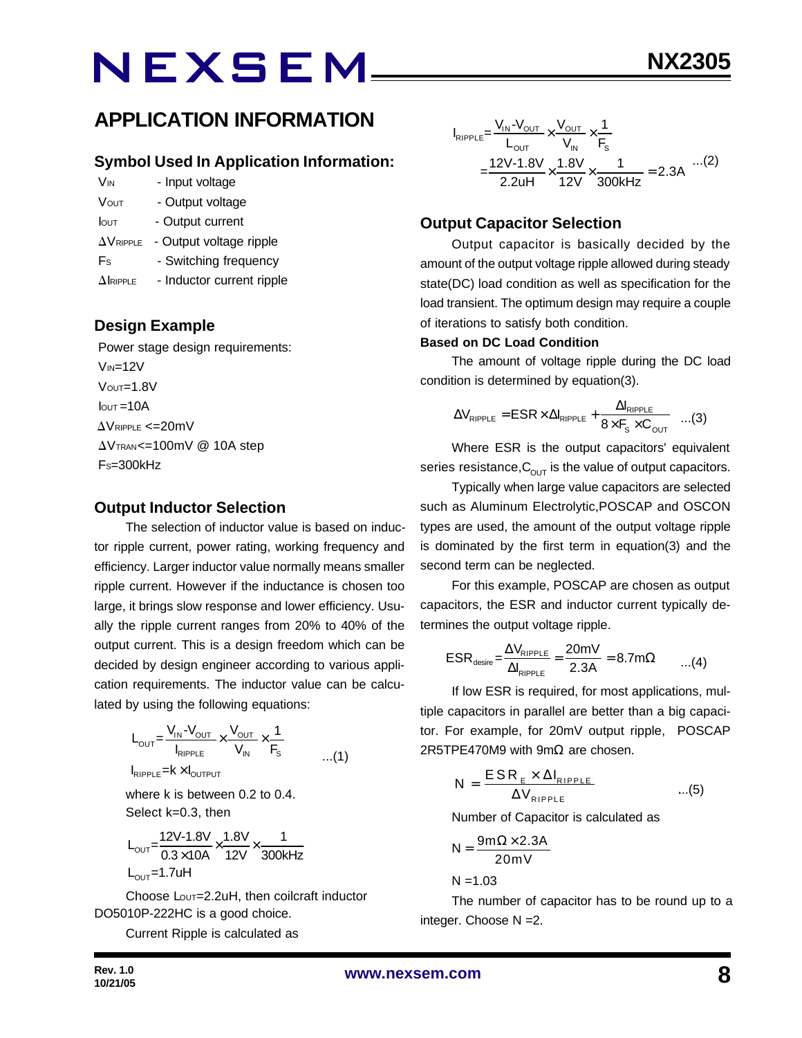## APPLICATION INFORMATION

### Symbol Used In Application Information:

$V_{IN}$ - Input voltage

$V_{OUT}$ - Output voltage

$I_{OUT}$ - Output current

$\Delta V_{RIPPLE}$ - Output voltage ripple

$F_S$ - Switching frequency

$\Delta I_{RIPPLE}$ - Inductor current ripple

### Design Example

Power stage design requirements:

$V_{IN}$=12V

$V_{OUT}$=1.8V

$I_{OUT}$=10A

$\Delta V_{RIPPLE}$ <=20mV

$\Delta V_{TRAN}$<=100mV @ 10A step

$F_S$=300kHz

### Output Inductor Selection

The selection of inductor value is based on inductor ripple current, power rating, working frequency and efficiency. Larger inductor value normally means smaller ripple current. However if the inductance is chosen too large, it brings slow response and lower efficiency. Usually the ripple current ranges from 20% to 40% of the output current. This is a design freedom which can be decided by design engineer according to various application requirements. The inductor value can be calculated by using the following equations:

$$L_{OUT}=\frac{V_{IN}-V_{OUT}}{I_{RIPPLE}}\times\frac{V_{OUT}}{V_{IN}}\times\frac{1}{F_S} \quad ...(1)$$

$$I_{RIPPLE}=k\times I_{OUTPUT}$$

where k is between 0.2 to 0.4.

Select k=0.3, then

$$L_{OUT}=\frac{12V-1.8V}{0.3\times 10A}\times\frac{1.8V}{12V}\times\frac{1}{300kHz}$$

$$L_{OUT}=1.7uH$$

Choose $L_{OUT}$=2.2uH, then coilcraft inductor DO5010P-222HC is a good choice.

Current Ripple is calculated as

$$I_{RIPPLE}=\frac{V_{IN}-V_{OUT}}{L_{OUT}}\times\frac{V_{OUT}}{V_{IN}}\times\frac{1}{F_S}$$

$$=\frac{12V-1.8V}{2.2uH}\times\frac{1.8V}{12V}\times\frac{1}{300kHz}=2.3A \quad ...(2)$$

### Output Capacitor Selection

Output capacitor is basically decided by the amount of the output voltage ripple allowed during steady state(DC) load condition as well as specification for the load transient. The optimum design may require a couple of iterations to satisfy both condition.

**Based on DC Load Condition**

The amount of voltage ripple during the DC load condition is determined by equation(3).

$$\Delta V_{RIPPLE}=ESR\times\Delta I_{RIPPLE}+\frac{\Delta I_{RIPPLE}}{8\times F_S\times C_{OUT}} \quad ...(3)$$

Where ESR is the output capacitors' equivalent series resistance, $C_{OUT}$ is the value of output capacitors.

Typically when large value capacitors are selected such as Aluminum Electrolytic,POSCAP and OSCON types are used, the amount of the output voltage ripple is dominated by the first term in equation(3) and the second term can be neglected.

For this example, POSCAP are chosen as output capacitors, the ESR and inductor current typically determines the output voltage ripple.

$$ESR_{desire}=\frac{\Delta V_{RIPPLE}}{\Delta I_{RIPPLE}}=\frac{20mV}{2.3A}=8.7m\Omega \quad ...(4)$$

If low ESR is required, for most applications, multiple capacitors in parallel are better than a big capacitor. For example, for 20mV output ripple, POSCAP 2R5TPE470M9 with 9mΩ are chosen.

$$N=\frac{ESR_E\times\Delta I_{RIPPLE}}{\Delta V_{RIPPLE}} \quad ...(5)$$

Number of Capacitor is calculated as

$$N=\frac{9m\Omega\times 2.3A}{20mV}$$

$$N=1.03$$

The number of capacitor has to be round up to a integer. Choose N =2.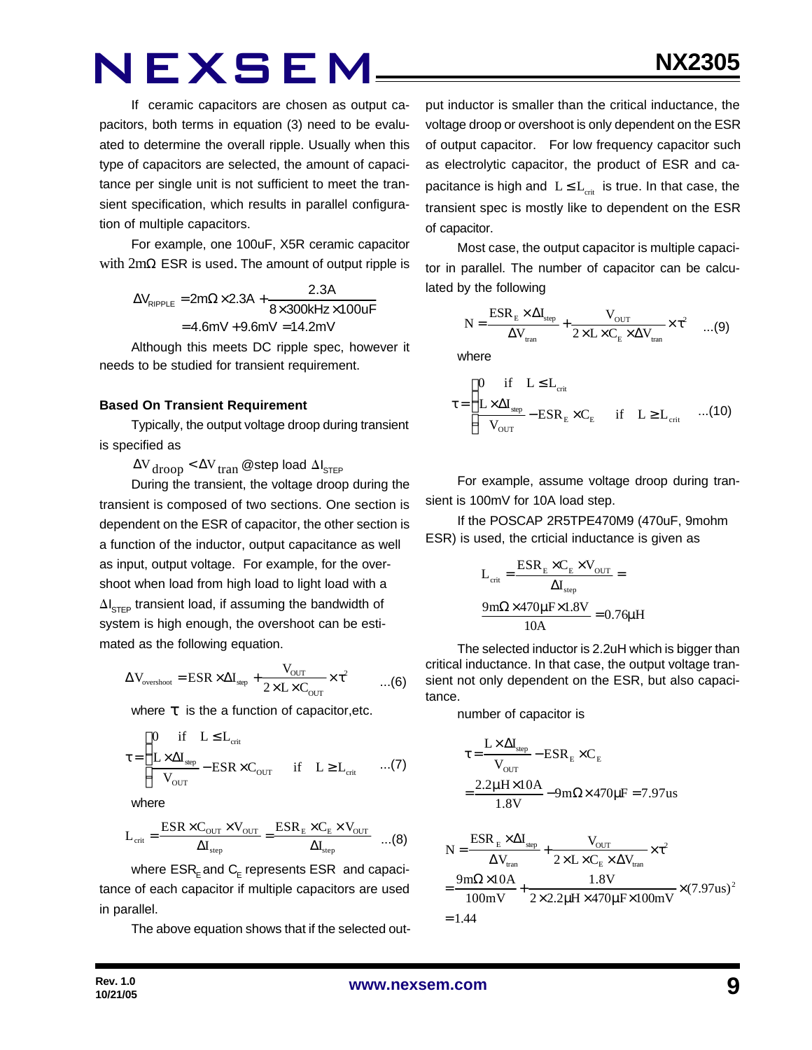If ceramic capacitors are chosen as output capacitors, both terms in equation (3) need to be evaluated to determine the overall ripple. Usually when this type of capacitors are selected, the amount of capacitance per single unit is not sufficient to meet the transient specification, which results in parallel configuration of multiple capacitors.

For example, one 100uF, X5R ceramic capacitor with $2m\Omega$ ESR is used. The amount of output ripple is

$$\Delta V_{RIPPLE} = 2m\Omega \times 2.3A + \frac{2.3A}{8 \times 300kHz \times 100uF}$$
$$= 4.6mV + 9.6mV = 14.2mV$$

Although this meets DC ripple spec, however it needs to be studied for transient requirement.

### Based On Transient Requirement

Typically, the output voltage droop during transient is specified as

$\Delta V_{droop} < \Delta V_{tran}$ @step load $\Delta I_{STEP}$

During the transient, the voltage droop during the transient is composed of two sections. One section is dependent on the ESR of capacitor, the other section is a function of the inductor, output capacitance as well as input, output voltage. For example, for the overshoot when load from high load to light load with a $\Delta I_{STEP}$ transient load, if assuming the bandwidth of system is high enough, the overshoot can be estimated as the following equation.

$$\Delta V_{overshoot} = ESR \times \Delta I_{step} + \frac{V_{OUT}}{2 \times L \times C_{OUT}} \times \tau^2 \quad ...(6)$$

where $\tau$ is the a function of capacitor,etc.

$$\tau = \begin{cases} 0 & \text{if} \quad L \le L_{crit} \\ \dfrac{L \times \Delta I_{step}}{V_{OUT}} - ESR \times C_{OUT} & \text{if} \quad L \ge L_{crit} \end{cases} \quad ...(7)$$

where

$$L_{crit} = \frac{ESR \times C_{OUT} \times V_{OUT}}{\Delta I_{step}} = \frac{ESR_E \times C_E \times V_{OUT}}{\Delta I_{step}} \quad ...(8)$$

where $ESR_E$ and $C_E$ represents ESR and capacitance of each capacitor if multiple capacitors are used in parallel.

The above equation shows that if the selected output inductor is smaller than the critical inductance, the voltage droop or overshoot is only dependent on the ESR of output capacitor. For low frequency capacitor such as electrolytic capacitor, the product of ESR and capacitance is high and $L \le L_{crit}$ is true. In that case, the transient spec is mostly like to dependent on the ESR of capacitor.

Most case, the output capacitor is multiple capacitor in parallel. The number of capacitor can be calculated by the following

$$N = \frac{ESR_E \times \Delta I_{step}}{\Delta V_{tran}} + \frac{V_{OUT}}{2 \times L \times C_E \times \Delta V_{tran}} \times \tau^2 \quad ...(9)$$

where

$$\tau = \begin{cases} 0 & \text{if} \quad L \le L_{crit} \\ \dfrac{L \times \Delta I_{step}}{V_{OUT}} - ESR_E \times C_E & \text{if} \quad L \ge L_{crit} \end{cases} \quad ...(10)$$

For example, assume voltage droop during transient is 100mV for 10A load step.

If the POSCAP 2R5TPE470M9 (470uF, 9mohm ESR) is used, the crticial inductance is given as

$$L_{crit} = \frac{ESR_E \times C_E \times V_{OUT}}{\Delta I_{step}} =$$
$$\frac{9m\Omega \times 470\mu F \times 1.8V}{10A} = 0.76\mu H$$

The selected inductor is 2.2uH which is bigger than critical inductance. In that case, the output voltage transient not only dependent on the ESR, but also capacitance.

number of capacitor is

$$\tau = \frac{L \times \Delta I_{step}}{V_{OUT}} - ESR_E \times C_E$$
$$= \frac{2.2\mu H \times 10A}{1.8V} - 9m\Omega \times 470\mu F = 7.97us$$

$$N = \frac{ESR_E \times \Delta I_{step}}{\Delta V_{tran}} + \frac{V_{OUT}}{2 \times L \times C_E \times \Delta V_{tran}} \times \tau^2$$
$$= \frac{9m\Omega \times 10A}{100mV} + \frac{1.8V}{2 \times 2.2\mu H \times 470\mu F \times 100mV} \times (7.97us)^2$$
$$= 1.44$$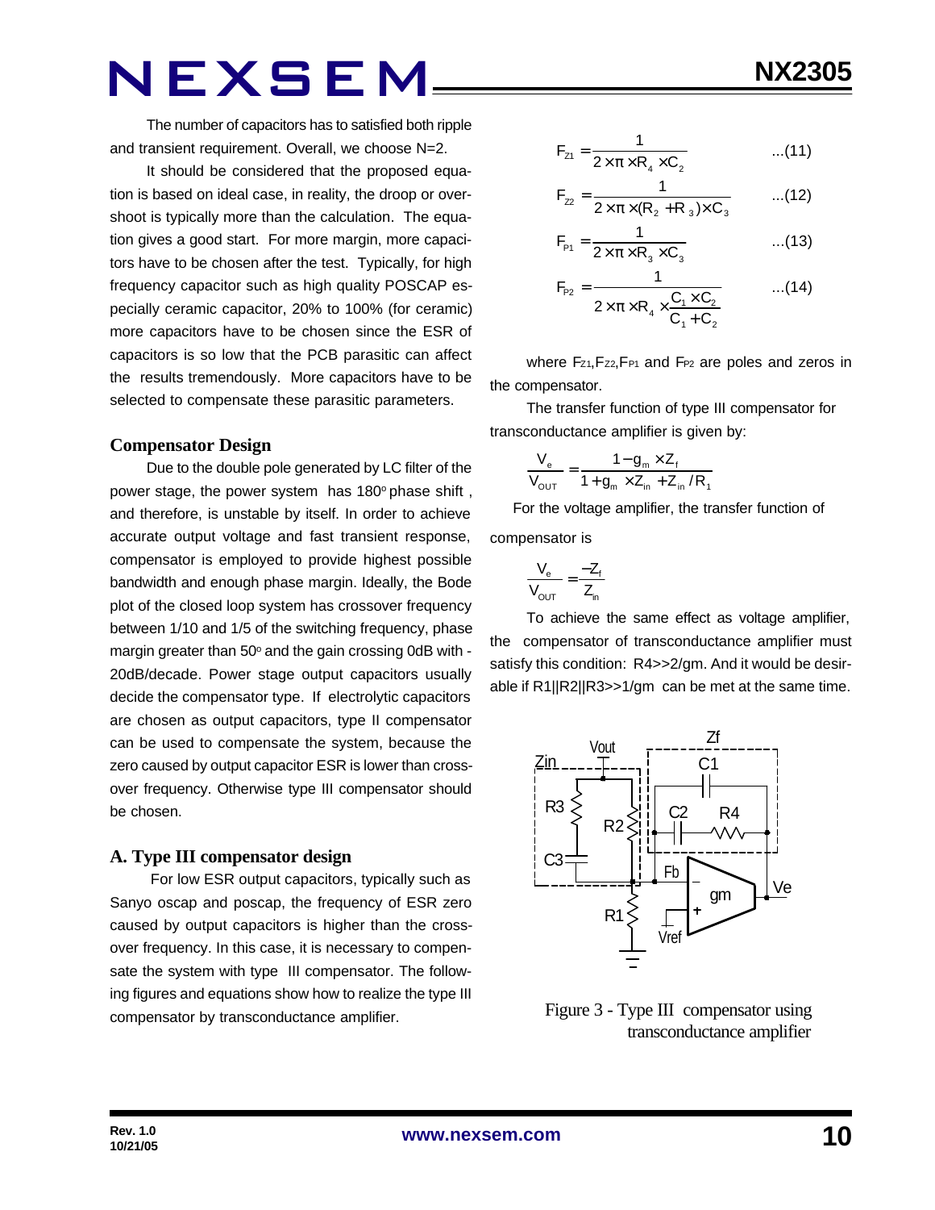The number of capacitors has to satisfied both ripple and transient requirement. Overall, we choose N=2.

It should be considered that the proposed equation is based on ideal case, in reality, the droop or overshoot is typically more than the calculation. The equation gives a good start. For more margin, more capacitors have to be chosen after the test. Typically, for high frequency capacitor such as high quality POSCAP especially ceramic capacitor, 20% to 100% (for ceramic) more capacitors have to be chosen since the ESR of capacitors is so low that the PCB parasitic can affect the results tremendously. More capacitors have to be selected to compensate these parasitic parameters.

### Compensator Design

Due to the double pole generated by LC filter of the power stage, the power system has 180° phase shift , and therefore, is unstable by itself. In order to achieve accurate output voltage and fast transient response, compensator is employed to provide highest possible bandwidth and enough phase margin. Ideally, the Bode plot of the closed loop system has crossover frequency between 1/10 and 1/5 of the switching frequency, phase margin greater than 50° and the gain crossing 0dB with -20dB/decade. Power stage output capacitors usually decide the compensator type. If electrolytic capacitors are chosen as output capacitors, type II compensator can be used to compensate the system, because the zero caused by output capacitor ESR is lower than crossover frequency. Otherwise type III compensator should be chosen.

### A. Type III compensator design

For low ESR output capacitors, typically such as Sanyo oscap and poscap, the frequency of ESR zero caused by output capacitors is higher than the crossover frequency. In this case, it is necessary to compensate the system with type III compensator. The following figures and equations show how to realize the type III compensator by transconductance amplifier.

$$F_{Z1} = \frac{1}{2 \times \pi \times R_4 \times C_2} \quad ...(11)$$

$$F_{Z2} = \frac{1}{2 \times \pi \times (R_2 + R_3) \times C_3} \quad ...(12)$$

$$F_{P1} = \frac{1}{2 \times \pi \times R_3 \times C_3} \quad ...(13)$$

$$F_{P2} = \frac{1}{2 \times \pi \times R_4 \times \frac{C_1 \times C_2}{C_1 + C_2}} \quad ...(14)$$

where $F_{Z1}$, $F_{Z2}$, $F_{P1}$ and $F_{P2}$ are poles and zeros in the compensator.

The transfer function of type III compensator for transconductance amplifier is given by:

$$\frac{V_e}{V_{OUT}} = \frac{1 - g_m \times Z_f}{1 + g_m \times Z_{in} + Z_{in} / R_1}$$

For the voltage amplifier, the transfer function of compensator is

$$\frac{V_e}{V_{OUT}} = \frac{-Z_f}{Z_{in}}$$

To achieve the same effect as voltage amplifier, the compensator of transconductance amplifier must satisfy this condition: R4>>2/gm. And it would be desirable if R1||R2||R3>>1/gm can be met at the same time.

Figure 3 - Type III compensator using transconductance amplifier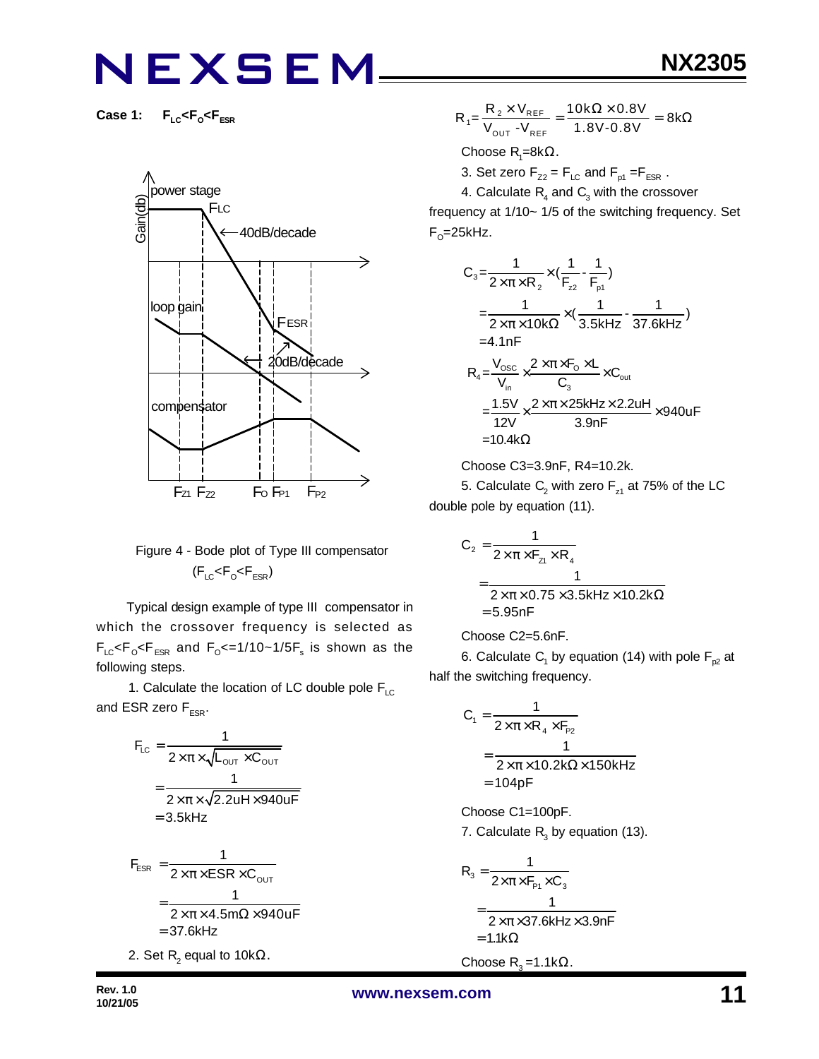**Case 1:** $F_{LC}<F_O<F_{ESR}$

Figure 4 - Bode plot of Type III compensator ($F_{LC}<F_O<F_{ESR}$)

Typical design example of type III compensator in which the crossover frequency is selected as $F_{LC}<F_O<F_{ESR}$ and $F_O<=1/10\sim1/5F_s$ is shown as the following steps.

1. Calculate the location of LC double pole $F_{LC}$ and ESR zero $F_{ESR}$.

$$
\begin{aligned}
F_{LC} &= \frac{1}{2\times\pi\times\sqrt{L_{OUT}\times C_{OUT}}} \\
&= \frac{1}{2\times\pi\times\sqrt{2.2uH\times 940uF}} \\
&= 3.5kHz
\end{aligned}
$$

$$
\begin{aligned}
F_{ESR} &= \frac{1}{2\times\pi\times ESR\times C_{OUT}} \\
&= \frac{1}{2\times\pi\times 4.5m\Omega\times 940uF} \\
&= 37.6kHz
\end{aligned}
$$

2. Set $R_2$ equal to 10kΩ.

$$
R_1 = \frac{R_2\times V_{REF}}{V_{OUT}-V_{REF}} = \frac{10k\Omega\times 0.8V}{1.8V-0.8V} = 8k\Omega
$$

Choose $R_1$=8kΩ.

3. Set zero $F_{Z2} = F_{LC}$ and $F_{p1} = F_{ESR}$.

4. Calculate $R_4$ and $C_3$ with the crossover frequency at 1/10~ 1/5 of the switching frequency. Set $F_O$=25kHz.

$$
\begin{aligned}
C_3 &= \frac{1}{2\times\pi\times R_2}\times\left(\frac{1}{F_{z2}}-\frac{1}{F_{p1}}\right) \\
&= \frac{1}{2\times\pi\times 10k\Omega}\times\left(\frac{1}{3.5kHz}-\frac{1}{37.6kHz}\right) \\
&= 4.1nF
\end{aligned}
$$

$$
\begin{aligned}
R_4 &= \frac{V_{OSC}}{V_{in}}\times\frac{2\times\pi\times F_O\times L}{C_3}\times C_{out} \\
&= \frac{1.5V}{12V}\times\frac{2\times\pi\times 25kHz\times 2.2uH}{3.9nF}\times 940uF \\
&= 10.4k\Omega
\end{aligned}
$$

Choose C3=3.9nF, R4=10.2k.

5. Calculate $C_2$ with zero $F_{z1}$ at 75% of the LC double pole by equation (11).

$$
\begin{aligned}
C_2 &= \frac{1}{2\times\pi\times F_{Z1}\times R_4} \\
&= \frac{1}{2\times\pi\times 0.75\times 3.5kHz\times 10.2k\Omega} \\
&= 5.95nF
\end{aligned}
$$

Choose C2=5.6nF.

6. Calculate $C_1$ by equation (14) with pole $F_{p2}$ at half the switching frequency.

$$
\begin{aligned}
C_1 &= \frac{1}{2\times\pi\times R_4\times F_{P2}} \\
&= \frac{1}{2\times\pi\times 10.2k\Omega\times 150kHz} \\
&= 104pF
\end{aligned}
$$

Choose C1=100pF.

7. Calculate $R_3$ by equation (13).

$$
\begin{aligned}
R_3 &= \frac{1}{2\times\pi\times F_{P1}\times C_3} \\
&= \frac{1}{2\times\pi\times 37.6kHz\times 3.9nF} \\
&= 1.1k\Omega
\end{aligned}
$$

Choose $R_3$ =1.1kΩ.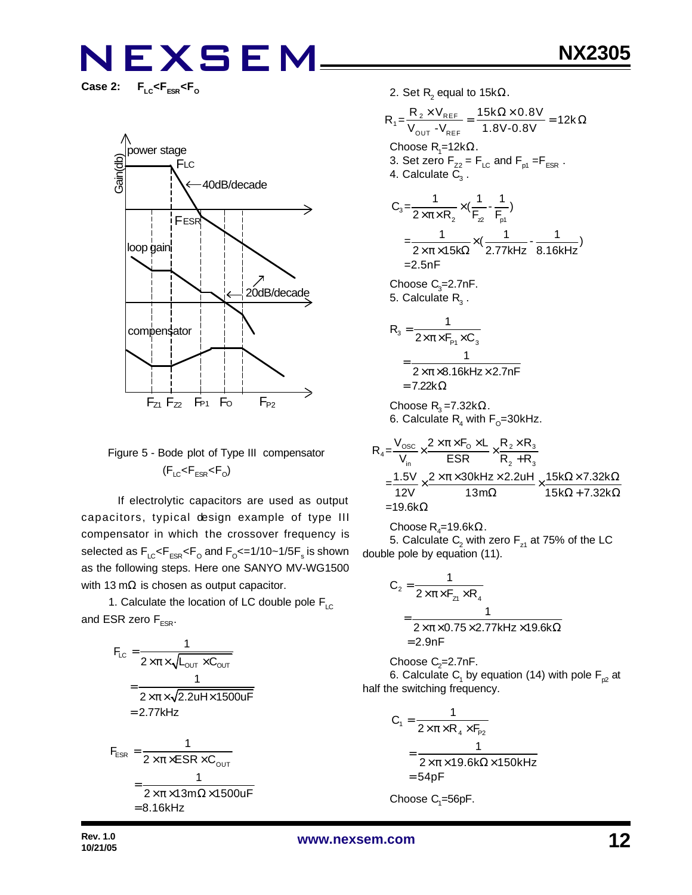**Case 2:** $F_{LC}<F_{ESR}<F_O$

Figure 5 - Bode plot of Type III compensator ($F_{LC}<F_{ESR}<F_O$)

If electrolytic capacitors are used as output capacitors, typical design example of type III compensator in which the crossover frequency is selected as $F_{LC}<F_{ESR}<F_O$ and $F_O$<=1/10~1/5$F_s$ is shown as the following steps. Here one SANYO MV-WG1500 with 13 mΩ is chosen as output capacitor.

1. Calculate the location of LC double pole $F_{LC}$ and ESR zero $F_{ESR}$.

$$F_{LC} = \frac{1}{2\times\pi\times\sqrt{L_{OUT}\times C_{OUT}}} = \frac{1}{2\times\pi\times\sqrt{2.2uH\times1500uF}} = 2.77kHz$$

$$F_{ESR} = \frac{1}{2\times\pi\times ESR\times C_{OUT}} = \frac{1}{2\times\pi\times13m\Omega\times1500uF} = 8.16kHz$$

2. Set $R_2$ equal to 15kΩ.

$$R_1 = \frac{R_2\times V_{REF}}{V_{OUT}-V_{REF}} = \frac{15k\Omega\times0.8V}{1.8V-0.8V} = 12k\Omega$$

Choose $R_1$=12kΩ.

3. Set zero $F_{Z2} = F_{LC}$ and $F_{p1} = F_{ESR}$.

4. Calculate $C_3$.

$$C_3 = \frac{1}{2\times\pi\times R_2}\times\left(\frac{1}{F_{z2}}-\frac{1}{F_{p1}}\right) = \frac{1}{2\times\pi\times15k\Omega}\times\left(\frac{1}{2.77kHz}-\frac{1}{8.16kHz}\right) = 2.5nF$$

Choose $C_3$=2.7nF.

5. Calculate $R_3$.

$$R_3 = \frac{1}{2\times\pi\times F_{P1}\times C_3} = \frac{1}{2\times\pi\times8.16kHz\times2.7nF} = 7.22k\Omega$$

Choose $R_3$=7.32kΩ.

6. Calculate $R_4$ with $F_O$=30kHz.

$$R_4 = \frac{V_{OSC}}{V_{in}}\times\frac{2\times\pi\times F_O\times L}{ESR}\times\frac{R_2\times R_3}{R_2+R_3} = \frac{1.5V}{12V}\times\frac{2\times\pi\times30kHz\times2.2uH}{13m\Omega}\times\frac{15k\Omega\times7.32k\Omega}{15k\Omega+7.32k\Omega} = 19.6k\Omega$$

Choose $R_4$=19.6kΩ.

5. Calculate $C_2$ with zero $F_{z1}$ at 75% of the LC double pole by equation (11).

$$C_2 = \frac{1}{2\times\pi\times F_{z1}\times R_4} = \frac{1}{2\times\pi\times0.75\times2.77kHz\times19.6k\Omega} = 2.9nF$$

Choose $C_2$=2.7nF.

6. Calculate $C_1$ by equation (14) with pole $F_{p2}$ at half the switching frequency.

$$C_1 = \frac{1}{2\times\pi\times R_4\times F_{P2}} = \frac{1}{2\times\pi\times19.6k\Omega\times150kHz} = 54pF$$

Choose $C_1$=56pF.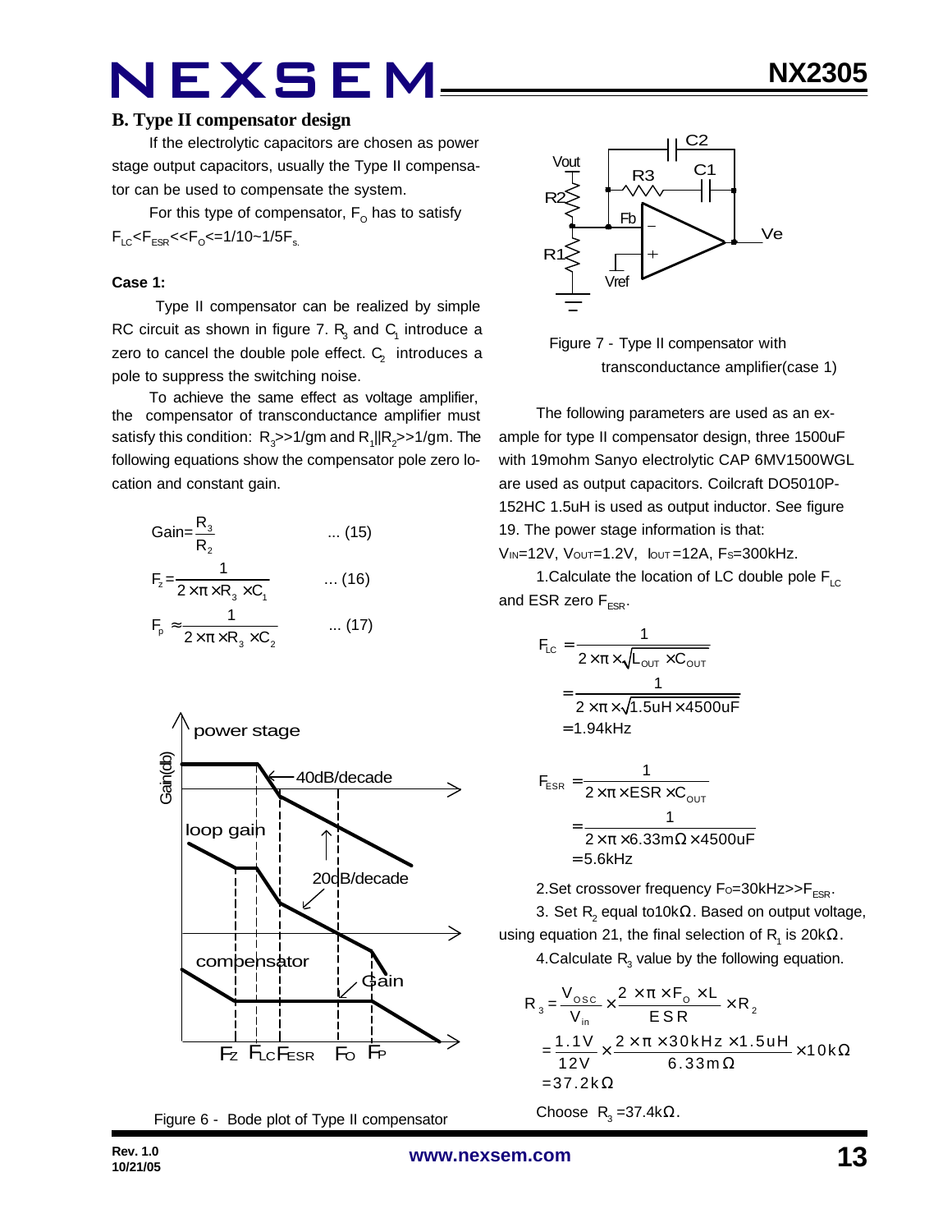## B. Type II compensator design

If the electrolytic capacitors are chosen as power stage output capacitors, usually the Type II compensator can be used to compensate the system.

For this type of compensator, $F_O$ has to satisfy $F_{LC}<F_{ESR}<<F_O<=1/10\sim1/5F_s$.

**Case 1:**

Type II compensator can be realized by simple RC circuit as shown in figure 7. $R_3$ and $C_1$ introduce a zero to cancel the double pole effect. $C_2$ introduces a pole to suppress the switching noise.

To achieve the same effect as voltage amplifier, the compensator of transconductance amplifier must satisfy this condition: $R_3>>1/gm$ and $R_1||R_2>>1/gm$. The following equations show the compensator pole zero location and constant gain.

$$\text{Gain}=\frac{R_3}{R_2} \quad \text{... (15)}$$

$$F_z=\frac{1}{2\times\pi\times R_3\times C_1} \quad \text{... (16)}$$

$$F_p\approx\frac{1}{2\times\pi\times R_3\times C_2} \quad \text{... (17)}$$

Figure 6 - Bode plot of Type II compensator

Figure 7 - Type II compensator with transconductance amplifier(case 1)

The following parameters are used as an example for type II compensator design, three 1500uF with 19mohm Sanyo electrolytic CAP 6MV1500WGL are used as output capacitors. Coilcraft DO5010P-152HC 1.5uH is used as output inductor. See figure 19. The power stage information is that:

$V_{IN}$=12V, $V_{OUT}$=1.2V, $I_{OUT}$=12A, $F_S$=300kHz.

1.Calculate the location of LC double pole $F_{LC}$ and ESR zero $F_{ESR}$.

$$\begin{aligned}F_{LC}&=\frac{1}{2\times\pi\times\sqrt{L_{OUT}\times C_{OUT}}}\\&=\frac{1}{2\times\pi\times\sqrt{1.5uH\times4500uF}}\\&=1.94kHz\end{aligned}$$

$$\begin{aligned}F_{ESR}&=\frac{1}{2\times\pi\times ESR\times C_{OUT}}\\&=\frac{1}{2\times\pi\times6.33m\Omega\times4500uF}\\&=5.6kHz\end{aligned}$$

2.Set crossover frequency $F_O$=30kHz>>$F_{ESR}$.

3. Set $R_2$ equal to10k$\Omega$. Based on output voltage, using equation 21, the final selection of $R_1$ is 20k$\Omega$.

4.Calculate $R_3$ value by the following equation.

$$\begin{aligned}R_3&=\frac{V_{OSC}}{V_{in}}\times\frac{2\times\pi\times F_O\times L}{ESR}\times R_2\\&=\frac{1.1V}{12V}\times\frac{2\times\pi\times30kHz\times1.5uH}{6.33m\Omega}\times10k\Omega\\&=37.2k\Omega\end{aligned}$$

Choose $R_3$ =37.4k$\Omega$.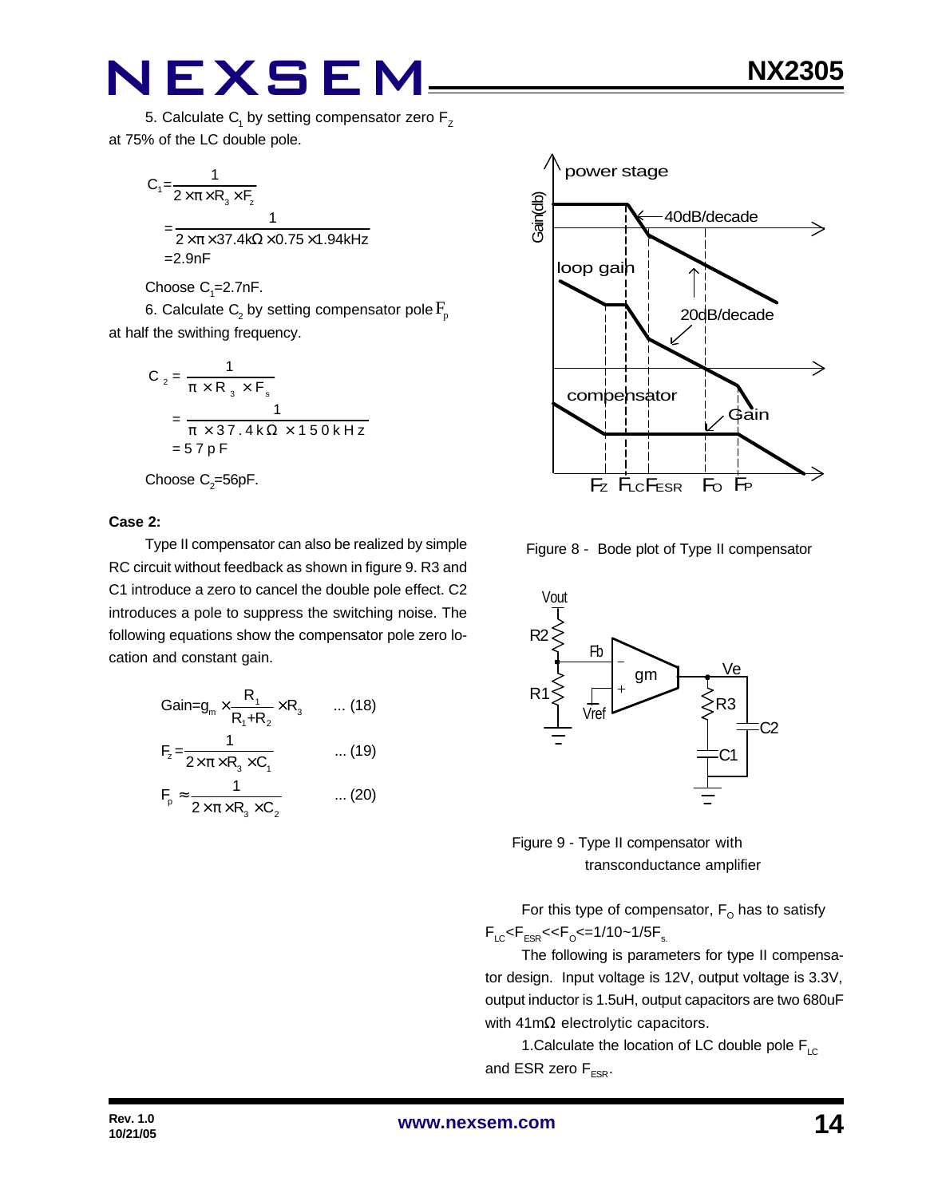5. Calculate $C_1$ by setting compensator zero $F_Z$ at 75% of the LC double pole.

$$C_1 = \frac{1}{2 \times \pi \times R_3 \times F_z}$$

$$= \frac{1}{2 \times \pi \times 37.4k\Omega \times 0.75 \times 1.94kHz}$$

$$= 2.9nF$$

Choose $C_1$=2.7nF.

6. Calculate $C_2$ by setting compensator pole $F_p$ at half the swithing frequency.

$$C_2 = \frac{1}{\pi \times R_3 \times F_s}$$

$$= \frac{1}{\pi \times 37.4k\Omega \times 150kHz}$$

$$= 57pF$$

Choose $C_2$=56pF.

**Case 2:**

Type II compensator can also be realized by simple RC circuit without feedback as shown in figure 9. R3 and C1 introduce a zero to cancel the double pole effect. C2 introduces a pole to suppress the switching noise. The following equations show the compensator pole zero location and constant gain.

$$\text{Gain} = g_m \times \frac{R_1}{R_1 + R_2} \times R_3 \qquad \text{... (18)}$$

$$F_z = \frac{1}{2 \times \pi \times R_3 \times C_1} \qquad \text{... (19)}$$

$$F_p \approx \frac{1}{2 \times \pi \times R_3 \times C_2} \qquad \text{... (20)}$$

Figure 8 - Bode plot of Type II compensator

Figure 9 - Type II compensator with transconductance amplifier

For this type of compensator, $F_O$ has to satisfy $F_{LC} < F_{ESR} << F_O <= 1/10 \sim 1/5 F_s$.

The following is parameters for type II compensator design. Input voltage is 12V, output voltage is 3.3V, output inductor is 1.5uH, output capacitors are two 680uF with 41mΩ electrolytic capacitors.

1.Calculate the location of LC double pole $F_{LC}$ and ESR zero $F_{ESR}$.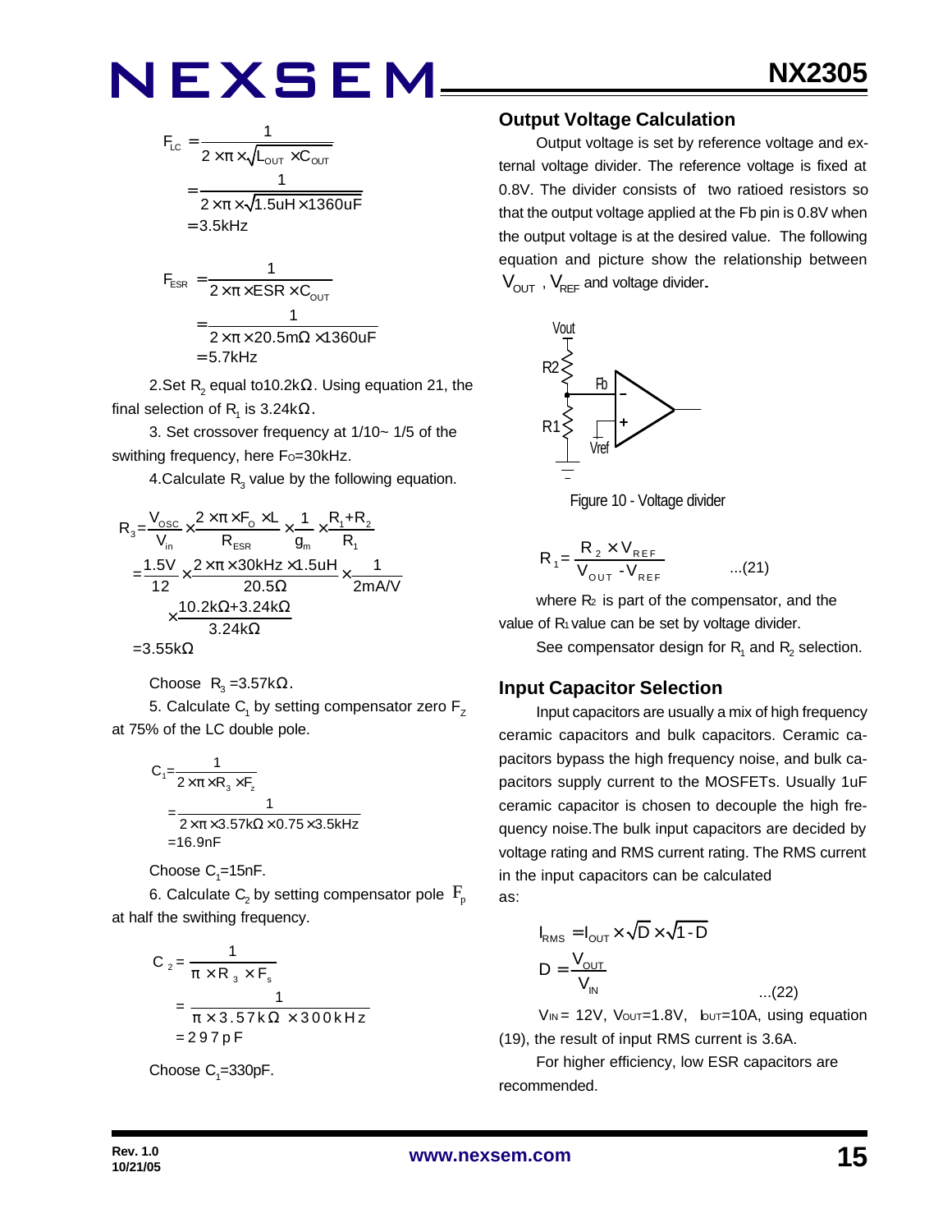$$F_{LC} = \frac{1}{2 \times \pi \times \sqrt{L_{OUT} \times C_{OUT}}}$$
$$= \frac{1}{2 \times \pi \times \sqrt{1.5uH \times 1360uF}}$$
$$= 3.5kHz$$

$$F_{ESR} = \frac{1}{2 \times \pi \times ESR \times C_{OUT}}$$
$$= \frac{1}{2 \times \pi \times 20.5m\Omega \times 1360uF}$$
$$= 5.7kHz$$

2.Set $R_2$ equal to10.2kΩ. Using equation 21, the final selection of $R_1$ is 3.24kΩ.

3. Set crossover frequency at 1/10~ 1/5 of the swithing frequency, here $F_O$=30kHz.

4.Calculate $R_3$ value by the following equation.

$$R_3 = \frac{V_{OSC}}{V_{in}} \times \frac{2 \times \pi \times F_O \times L}{R_{ESR}} \times \frac{1}{g_m} \times \frac{R_1 + R_2}{R_1}$$
$$= \frac{1.5V}{12} \times \frac{2 \times \pi \times 30kHz \times 1.5uH}{20.5\Omega} \times \frac{1}{2mA/V} \times \frac{10.2k\Omega + 3.24k\Omega}{3.24k\Omega}$$
$$= 3.55k\Omega$$

Choose $R_3$ =3.57kΩ.

5. Calculate $C_1$ by setting compensator zero $F_Z$ at 75% of the LC double pole.

$$C_1 = \frac{1}{2 \times \pi \times R_3 \times F_z}$$
$$= \frac{1}{2 \times \pi \times 3.57k\Omega \times 0.75 \times 3.5kHz}$$
$$= 16.9nF$$

Choose $C_1$=15nF.

6. Calculate $C_2$ by setting compensator pole $F_p$ at half the swithing frequency.

$$C_2 = \frac{1}{\pi \times R_3 \times F_s}$$
$$= \frac{1}{\pi \times 3.57k\Omega \times 300kHz}$$
$$= 297pF$$

Choose $C_1$=330pF.

## Output Voltage Calculation

Output voltage is set by reference voltage and external voltage divider. The reference voltage is fixed at 0.8V. The divider consists of two ratioed resistors so that the output voltage applied at the Fb pin is 0.8V when the output voltage is at the desired value. The following equation and picture show the relationship between $V_{OUT}$ , $V_{REF}$ and voltage divider.

Figure 10 - Voltage divider

$$R_1 = \frac{R_2 \times V_{REF}}{V_{OUT} - V_{REF}} \quad ...(21)$$

where $R_2$ is part of the compensator, and the value of $R_1$ value can be set by voltage divider.

See compensator design for $R_1$ and $R_2$ selection.

## Input Capacitor Selection

Input capacitors are usually a mix of high frequency ceramic capacitors and bulk capacitors. Ceramic capacitors bypass the high frequency noise, and bulk capacitors supply current to the MOSFETs. Usually 1uF ceramic capacitor is chosen to decouple the high frequency noise.The bulk input capacitors are decided by voltage rating and RMS current rating. The RMS current in the input capacitors can be calculated as:

$$I_{RMS} = I_{OUT} \times \sqrt{D} \times \sqrt{1-D}$$
$$D = \frac{V_{OUT}}{V_{IN}} \quad ...(22)$$

$V_{IN}$ = 12V, $V_{OUT}$=1.8V, $I_{OUT}$=10A, using equation (19), the result of input RMS current is 3.6A.

For higher efficiency, low ESR capacitors are recommended.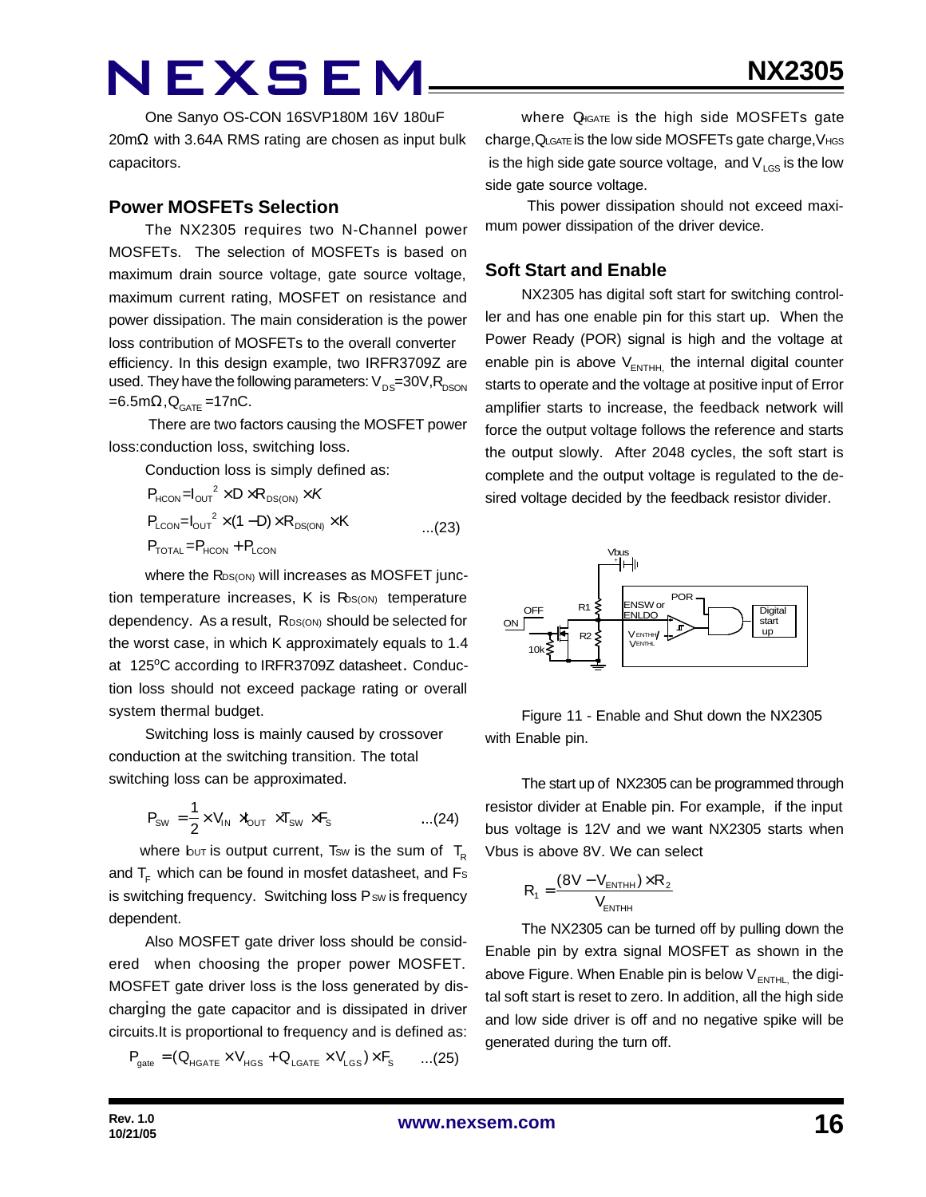One Sanyo OS-CON 16SVP180M 16V 180uF 20mΩ with 3.64A RMS rating are chosen as input bulk capacitors.

## Power MOSFETs Selection

The NX2305 requires two N-Channel power MOSFETs. The selection of MOSFETs is based on maximum drain source voltage, gate source voltage, maximum current rating, MOSFET on resistance and power dissipation. The main consideration is the power loss contribution of MOSFETs to the overall converter efficiency. In this design example, two IRFR3709Z are used. They have the following parameters: $V_{DS}$=30V, $R_{DSON}$ =6.5mΩ, $Q_{GATE}$ =17nC.

There are two factors causing the MOSFET power loss: conduction loss, switching loss.

Conduction loss is simply defined as:

$$P_{HCON}=I_{OUT}^2 \times D \times R_{DS(ON)} \times K$$

$$P_{LCON}=I_{OUT}^2 \times (1-D) \times R_{DS(ON)} \times K \qquad ...(23)$$

$$P_{TOTAL}=P_{HCON}+P_{LCON}$$

where the $R_{DS(ON)}$ will increases as MOSFET junction temperature increases, K is $R_{DS(ON)}$ temperature dependency. As a result, $R_{DS(ON)}$ should be selected for the worst case, in which K approximately equals to 1.4 at 125°C according to IRFR3709Z datasheet. Conduction loss should not exceed package rating or overall system thermal budget.

Switching loss is mainly caused by crossover conduction at the switching transition. The total switching loss can be approximated.

$$P_{SW}=\frac{1}{2} \times V_{IN} \times I_{OUT} \times T_{SW} \times F_S \qquad ...(24)$$

where $I_{OUT}$ is output current, $T_{SW}$ is the sum of $T_R$ and $T_F$ which can be found in mosfet datasheet, and $F_S$ is switching frequency. Switching loss $P_{SW}$ is frequency dependent.

Also MOSFET gate driver loss should be considered when choosing the proper power MOSFET. MOSFET gate driver loss is the loss generated by discharging the gate capacitor and is dissipated in driver circuits. It is proportional to frequency and is defined as:

$$P_{gate}=(Q_{HGATE} \times V_{HGS}+Q_{LGATE} \times V_{LGS}) \times F_S \qquad ...(25)$$

where $Q_{HGATE}$ is the high side MOSFETs gate charge, $Q_{LGATE}$ is the low side MOSFETs gate charge, $V_{HGS}$ is the high side gate source voltage, and $V_{LGS}$ is the low side gate source voltage.

This power dissipation should not exceed maximum power dissipation of the driver device.

## Soft Start and Enable

NX2305 has digital soft start for switching controller and has one enable pin for this start up. When the Power Ready (POR) signal is high and the voltage at enable pin is above $V_{ENTHH}$, the internal digital counter starts to operate and the voltage at positive input of Error amplifier starts to increase, the feedback network will force the output voltage follows the reference and starts the output slowly. After 2048 cycles, the soft start is complete and the output voltage is regulated to the desired voltage decided by the feedback resistor divider.

Figure 11 - Enable and Shut down the NX2305 with Enable pin.

The start up of NX2305 can be programmed through resistor divider at Enable pin. For example, if the input bus voltage is 12V and we want NX2305 starts when Vbus is above 8V. We can select

$$R_1=\frac{(8V-V_{ENTHH}) \times R_2}{V_{ENTHH}}$$

The NX2305 can be turned off by pulling down the Enable pin by extra signal MOSFET as shown in the above Figure. When Enable pin is below $V_{ENTHL}$, the digital soft start is reset to zero. In addition, all the high side and low side driver is off and no negative spike will be generated during the turn off.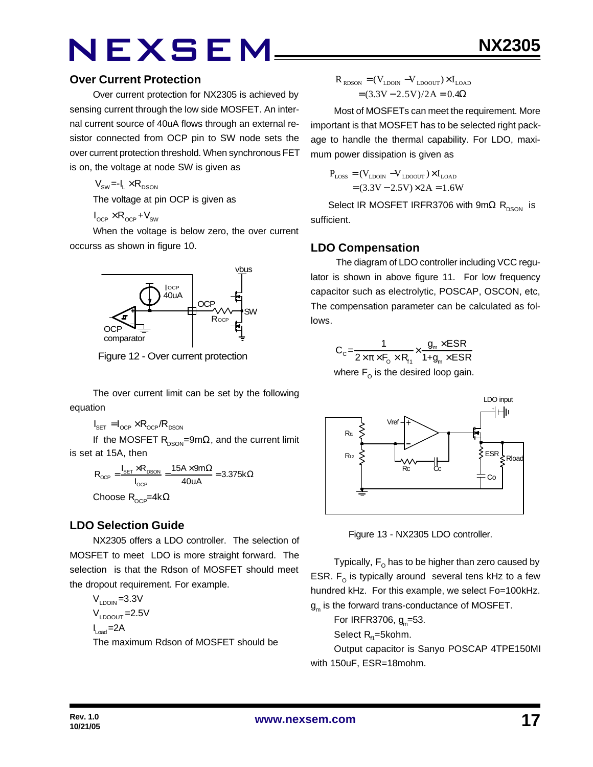## Over Current Protection

Over current protection for NX2305 is achieved by sensing current through the low side MOSFET. An internal current source of 40uA flows through an external resistor connected from OCP pin to SW node sets the over current protection threshold. When synchronous FET is on, the voltage at node SW is given as

$$V_{SW} = -I_L \times R_{DSON}$$

The voltage at pin OCP is given as

$$I_{OCP} \times R_{OCP} + V_{SW}$$

When the voltage is below zero, the over current occurss as shown in figure 10.

Figure 12 - Over current protection

The over current limit can be set by the following equation

$$I_{SET} = I_{OCP} \times R_{OCP} / R_{DSON}$$

If the MOSFET $R_{DSON}$=9mΩ, and the current limit is set at 15A, then

$$R_{OCP} = \frac{I_{SET} \times R_{DSON}}{I_{OCP}} = \frac{15A \times 9m\Omega}{40uA} = 3.375k\Omega$$

Choose $R_{OCP}$=4kΩ

## LDO Selection Guide

NX2305 offers a LDO controller. The selection of MOSFET to meet LDO is more straight forward. The selection is that the Rdson of MOSFET should meet the dropout requirement. For example.

$V_{LDOIN}$=3.3V

$V_{LDOOUT}$=2.5V

$I_{Load}$=2A

The maximum Rdson of MOSFET should be

$$R_{RDSON} = (V_{LDOIN} - V_{LDOOUT}) \times I_{LOAD}$$
$$= (3.3V - 2.5V)/2A = 0.4\Omega$$

Most of MOSFETs can meet the requirement. More important is that MOSFET has to be selected right package to handle the thermal capability. For LDO, maximum power dissipation is given as

$$P_{LOSS} = (V_{LDOIN} - V_{LDOOUT}) \times I_{LOAD}$$
$$= (3.3V - 2.5V) \times 2A = 1.6W$$

Select IR MOSFET IRFR3706 with 9mΩ $R_{DSON}$ is sufficient.

## LDO Compensation

The diagram of LDO controller including VCC regulator is shown in above figure 11. For low frequency capacitor such as electrolytic, POSCAP, OSCON, etc, The compensation parameter can be calculated as follows.

$$C_C = \frac{1}{2 \times \pi \times F_O \times R_{f1}} \times \frac{g_m \times ESR}{1 + g_m \times ESR}$$

where $F_O$ is the desired loop gain.

Figure 13 - NX2305 LDO controller.

Typically, $F_O$ has to be higher than zero caused by ESR. $F_O$ is typically around several tens kHz to a few hundred kHz. For this example, we select Fo=100kHz. $g_m$ is the forward trans-conductance of MOSFET.

For IRFR3706, $g_m$=53.

Select $R_{f1}$=5kohm.

Output capacitor is Sanyo POSCAP 4TPE150MI with 150uF, ESR=18mohm.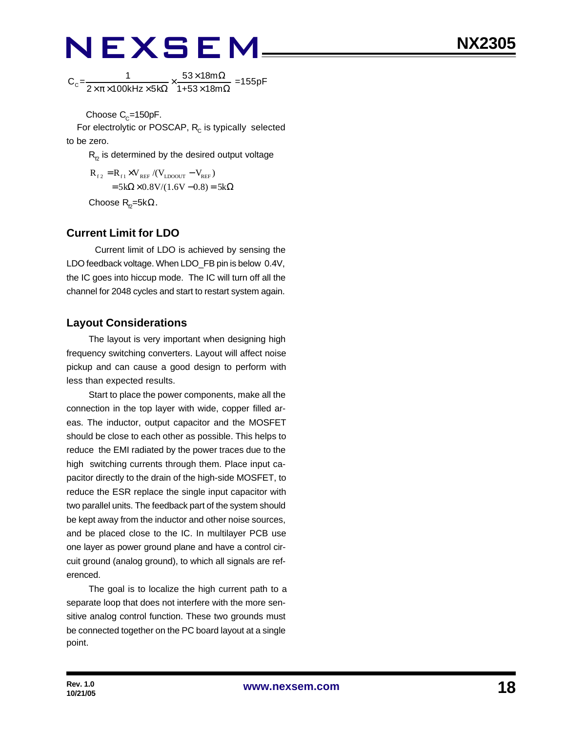$$C_C = \frac{1}{2 \times \pi \times 100kHz \times 5k\Omega} \times \frac{53 \times 18m\Omega}{1+53 \times 18m\Omega} = 155pF$$

Choose $C_C$=150pF.

For electrolytic or POSCAP, $R_C$ is typically selected to be zero.

$R_{f2}$ is determined by the desired output voltage

$$R_{f2} = R_{f1} \times V_{REF} / (V_{LDOOUT} - V_{REF})$$
$$= 5k\Omega \times 0.8V / (1.6V - 0.8) = 5k\Omega$$

Choose $R_{f2}$=5kΩ.

### Current Limit for LDO

Current limit of LDO is achieved by sensing the LDO feedback voltage. When LDO_FB pin is below 0.4V, the IC goes into hiccup mode. The IC will turn off all the channel for 2048 cycles and start to restart system again.

### Layout Considerations

The layout is very important when designing high frequency switching converters. Layout will affect noise pickup and can cause a good design to perform with less than expected results.

Start to place the power components, make all the connection in the top layer with wide, copper filled areas. The inductor, output capacitor and the MOSFET should be close to each other as possible. This helps to reduce the EMI radiated by the power traces due to the high switching currents through them. Place input capacitor directly to the drain of the high-side MOSFET, to reduce the ESR replace the single input capacitor with two parallel units. The feedback part of the system should be kept away from the inductor and other noise sources, and be placed close to the IC. In multilayer PCB use one layer as power ground plane and have a control circuit ground (analog ground), to which all signals are referenced.

The goal is to localize the high current path to a separate loop that does not interfere with the more sensitive analog control function. These two grounds must be connected together on the PC board layout at a single point.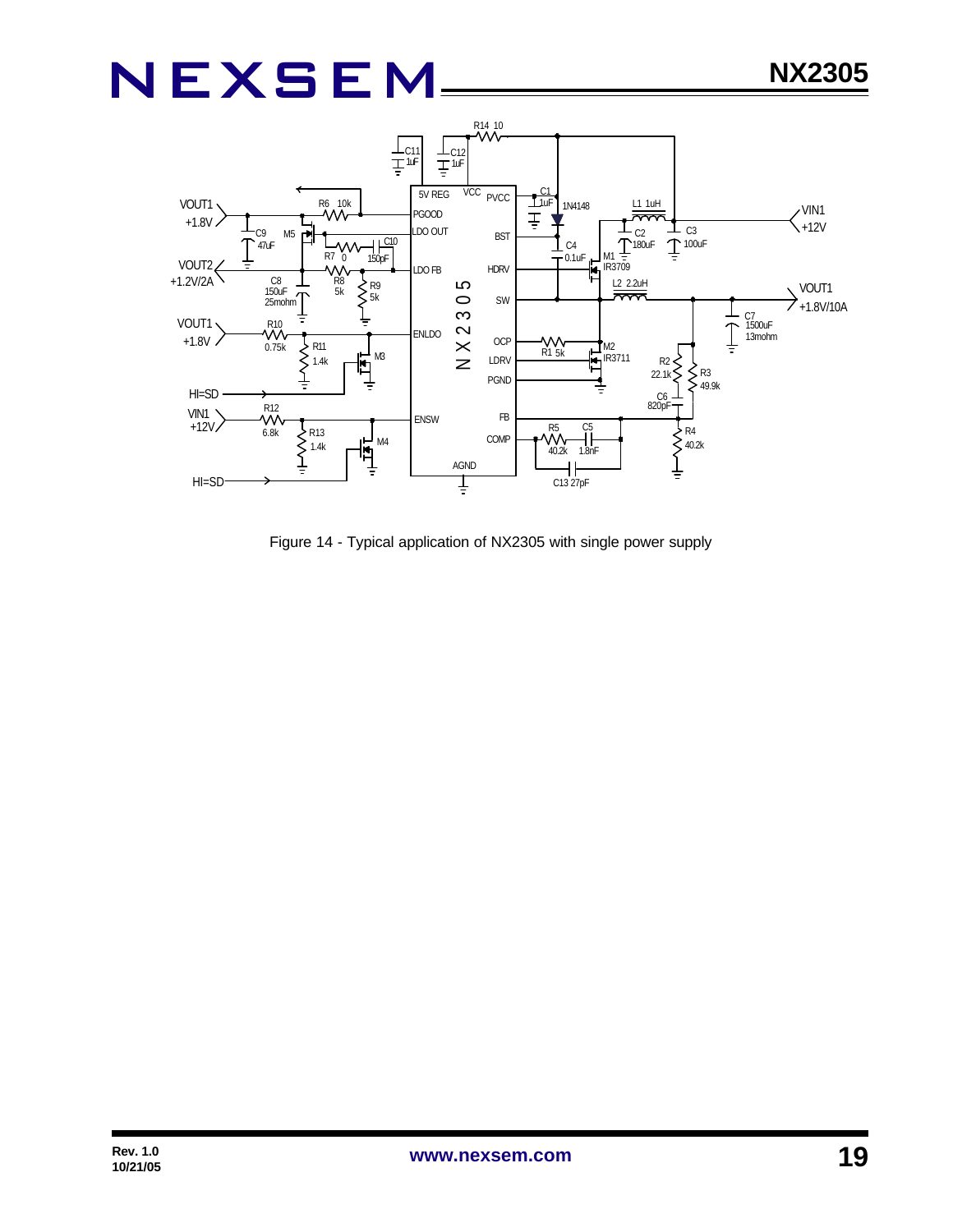R14 10

C11 1uF

C12 1uF

5V REG

VCC

PVCC

C1 1uF

1N4148

L1 1uH

VIN1 +12V

VOUT1 +1.8V

R6 10k

PGOOD

C9 47uF

M5

LDO OUT

BST

C2 180uF

C3 100uF

C10 150pF

R7 0

C4 0.1uF

M1 IR3709

VOUT2 +1.2V/2A

R8 5k

LDO FB

HDRV

C8 150uF 25mohm

R9 5k

NX2305

L2 2.2uH

SW

VOUT1 +1.8V/10A

C7 1500uF 13mohm

VOUT1 +1.8V

R10 0.75k

ENLDO

OCP

R11 1.4k

M3

R1 5k

M2 IR3711

LDRV

R2 22.1k

R3 49.9k

PGND

HI=SD

C6 820pF

VIN1 +12V

R12 6.8k

FB

ENSW

R4 40.2k

R13 1.4k

M4

R5 40.2k

C5 1.8nF

COMP

AGND

HI=SD

C13 27pF

Figure 14 - Typical application of NX2305 with single power supply